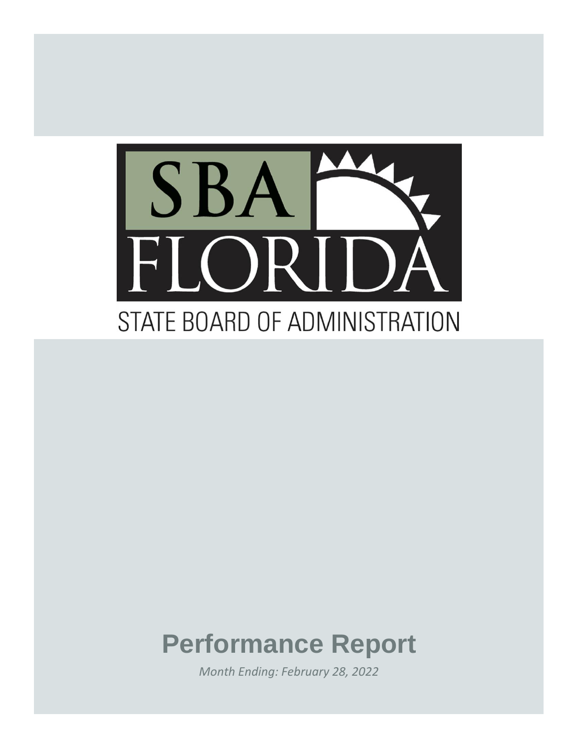SBA FLORIDA

STATE BOARD OF ADMINISTRATION

# Performance Report

*Month Ending: February 28, 2022*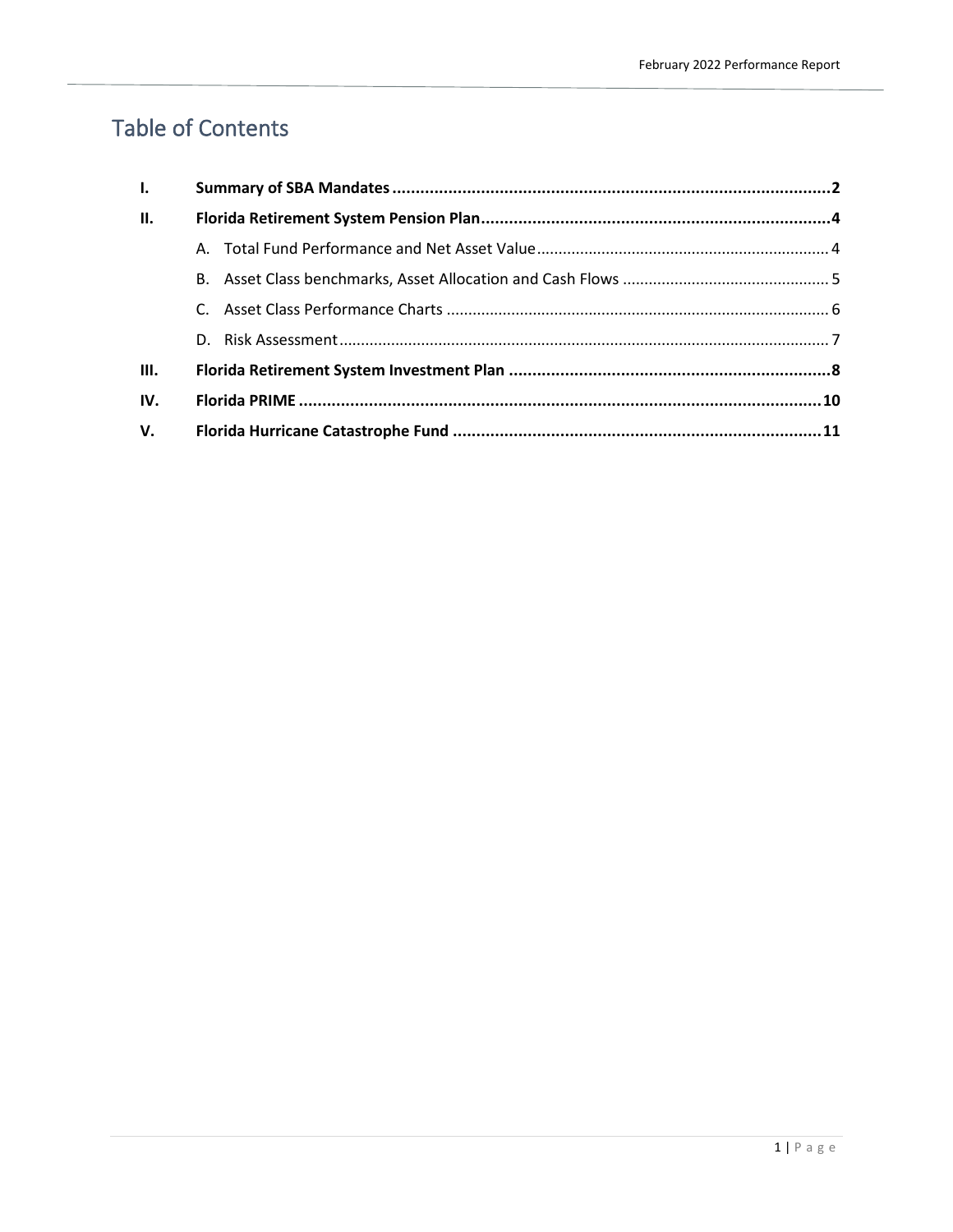# Table of Contents

| | | |
|---|---|---|
| **I.** | **Summary of SBA Mandates** | **2** |
| **II.** | **Florida Retirement System Pension Plan** | **4** |
| | A. Total Fund Performance and Net Asset Value | 4 |
| | B. Asset Class benchmarks, Asset Allocation and Cash Flows | 5 |
| | C. Asset Class Performance Charts | 6 |
| | D. Risk Assessment | 7 |
| **III.** | **Florida Retirement System Investment Plan** | **8** |
| **IV.** | **Florida PRIME** | **10** |
| **V.** | **Florida Hurricane Catastrophe Fund** | **11** |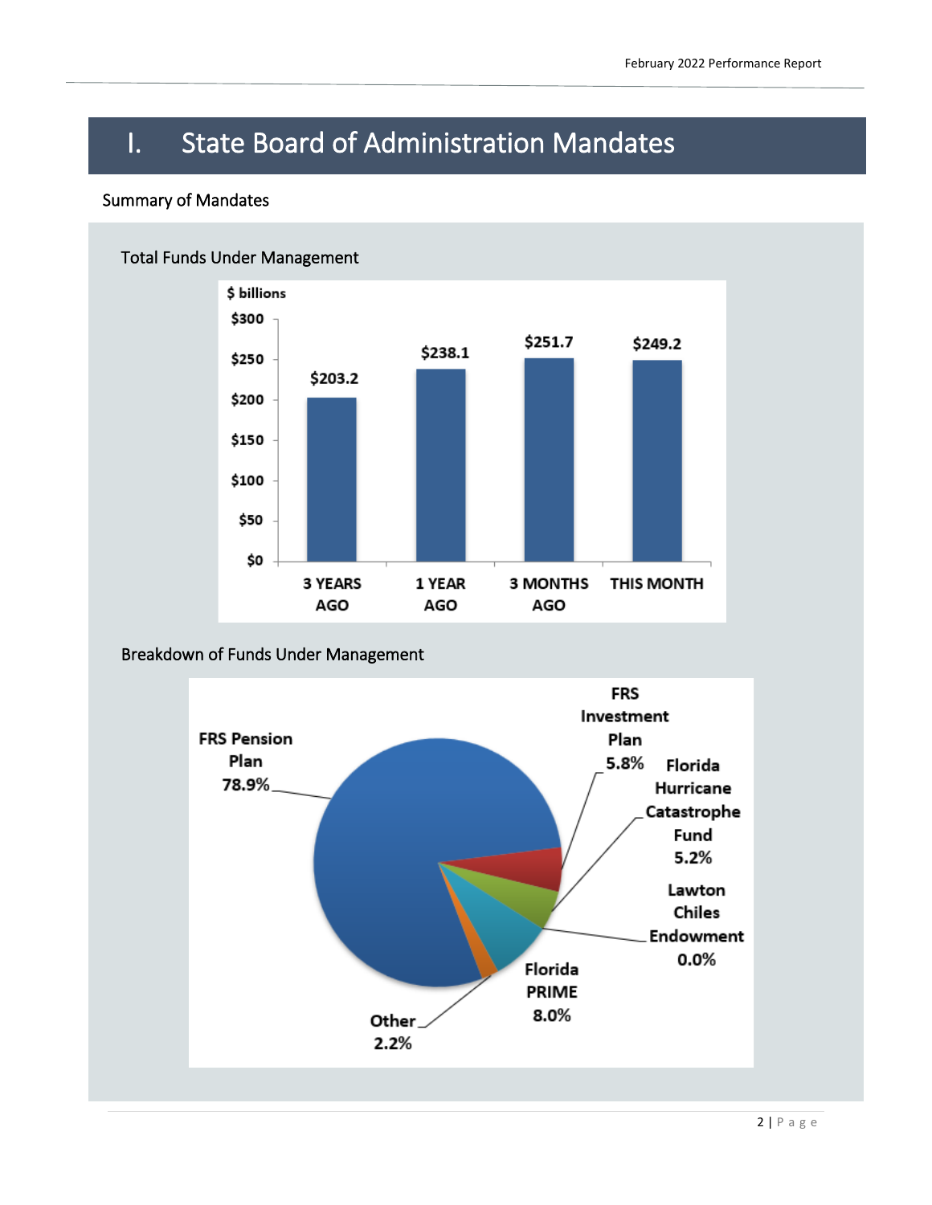# I. State Board of Administration Mandates

## Summary of Mandates

### Total Funds Under Management

$ billions

| | 3 YEARS AGO | 1 YEAR AGO | 3 MONTHS AGO | THIS MONTH |
|---|---|---|---|---|
| $ billions | $203.2 | $238.1 | $251.7 | $249.2 |

### Breakdown of Funds Under Management

| Fund | Share |
|---|---|
| FRS Pension Plan | 78.9% |
| FRS Investment Plan | 5.8% |
| Florida Hurricane Catastrophe Fund | 5.2% |
| Lawton Chiles Endowment | 0.0% |
| Florida PRIME | 8.0% |
| Other | 2.2% |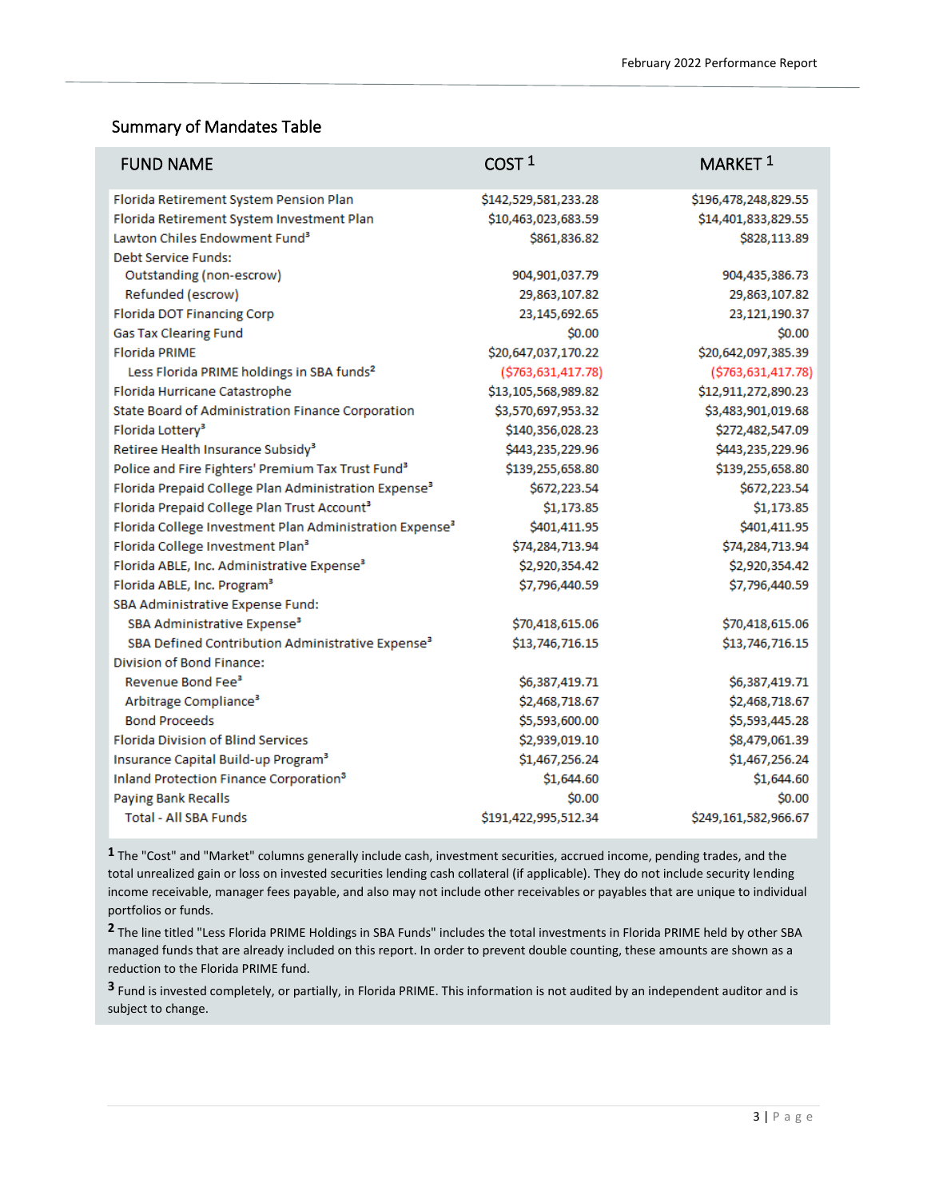## Summary of Mandates Table

| FUND NAME | COST [1] | MARKET [1] |
|---|---|---|
| Florida Retirement System Pension Plan | $142,529,581,233.28 | $196,478,248,829.55 |
| Florida Retirement System Investment Plan | $10,463,023,683.59 | $14,401,833,829.55 |
| Lawton Chiles Endowment Fund[3] | $861,836.82 | $828,113.89 |
| Debt Service Funds: | | |
| Outstanding (non-escrow) | 904,901,037.79 | 904,435,386.73 |
| Refunded (escrow) | 29,863,107.82 | 29,863,107.82 |
| Florida DOT Financing Corp | 23,145,692.65 | 23,121,190.37 |
| Gas Tax Clearing Fund | $0.00 | $0.00 |
| Florida PRIME | $20,647,037,170.22 | $20,642,097,385.39 |
| Less Florida PRIME holdings in SBA funds[2] | ($763,631,417.78) | ($763,631,417.78) |
| Florida Hurricane Catastrophe | $13,105,568,989.82 | $12,911,272,890.23 |
| State Board of Administration Finance Corporation | $3,570,697,953.32 | $3,483,901,019.68 |
| Florida Lottery[3] | $140,356,028.23 | $272,482,547.09 |
| Retiree Health Insurance Subsidy[3] | $443,235,229.96 | $443,235,229.96 |
| Police and Fire Fighters' Premium Tax Trust Fund[3] | $139,255,658.80 | $139,255,658.80 |
| Florida Prepaid College Plan Administration Expense[3] | $672,223.54 | $672,223.54 |
| Florida Prepaid College Plan Trust Account[3] | $1,173.85 | $1,173.85 |
| Florida College Investment Plan Administration Expense[3] | $401,411.95 | $401,411.95 |
| Florida College Investment Plan[3] | $74,284,713.94 | $74,284,713.94 |
| Florida ABLE, Inc. Administrative Expense[3] | $2,920,354.42 | $2,920,354.42 |
| Florida ABLE, Inc. Program[3] | $7,796,440.59 | $7,796,440.59 |
| SBA Administrative Expense Fund: | | |
| SBA Administrative Expense[3] | $70,418,615.06 | $70,418,615.06 |
| SBA Defined Contribution Administrative Expense[3] | $13,746,716.15 | $13,746,716.15 |
| Division of Bond Finance: | | |
| Revenue Bond Fee[3] | $6,387,419.71 | $6,387,419.71 |
| Arbitrage Compliance[3] | $2,468,718.67 | $2,468,718.67 |
| Bond Proceeds | $5,593,600.00 | $5,593,445.28 |
| Florida Division of Blind Services | $2,939,019.10 | $8,479,061.39 |
| Insurance Capital Build-up Program[3] | $1,467,256.24 | $1,467,256.24 |
| Inland Protection Finance Corporation[3] | $1,644.60 | $1,644.60 |
| Paying Bank Recalls | $0.00 | $0.00 |
| Total - All SBA Funds | $191,422,995,512.34 | $249,161,582,966.67 |

[1] The "Cost" and "Market" columns generally include cash, investment securities, accrued income, pending trades, and the total unrealized gain or loss on invested securities lending cash collateral (if applicable). They do not include security lending income receivable, manager fees payable, and also may not include other receivables or payables that are unique to individual portfolios or funds.

[2] The line titled "Less Florida PRIME Holdings in SBA Funds" includes the total investments in Florida PRIME held by other SBA managed funds that are already included on this report. In order to prevent double counting, these amounts are shown as a reduction to the Florida PRIME fund.

[3] Fund is invested completely, or partially, in Florida PRIME. This information is not audited by an independent auditor and is subject to change.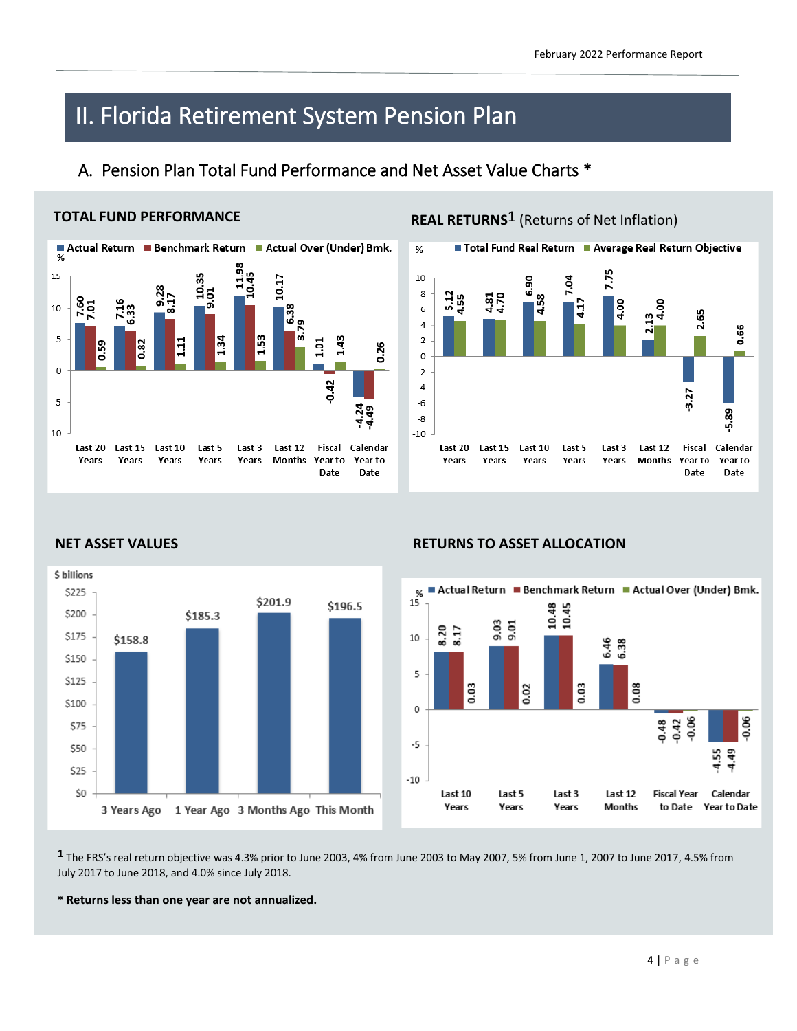# II. Florida Retirement System Pension Plan

## A. Pension Plan Total Fund Performance and Net Asset Value Charts *

### TOTAL FUND PERFORMANCE

| % | Last 20 Years | Last 15 Years | Last 10 Years | Last 5 Years | Last 3 Years | Last 12 Months | Fiscal Year to Date | Calendar Year to Date |
|---|---|---|---|---|---|---|---|---|
| Actual Return | 7.60 | 7.16 | 9.28 | 10.35 | 11.98 | 10.17 | 1.01 | -4.24 |
| Benchmark Return | 7.01 | 6.33 | 8.17 | 9.01 | 10.45 | 6.38 | -0.42 | -4.49 |
| Actual Over (Under) Bmk. | 0.59 | 0.82 | 1.11 | 1.34 | 1.53 | 3.79 | 1.43 | 0.26 |

### REAL RETURNS[1] (Returns of Net Inflation)

| % | Last 20 Years | Last 15 Years | Last 10 Years | Last 5 Years | Last 3 Years | Last 12 Months | Fiscal Year to Date | Calendar Year to Date |
|---|---|---|---|---|---|---|---|---|
| Total Fund Real Return | 5.12 | 4.81 | 6.90 | 7.04 | 7.75 | 2.13 | -3.27 | -5.89 |
| Average Real Return Objective | 4.55 | 4.70 | 4.58 | 4.17 | 4.00 | 4.00 | 2.65 | 0.66 |

### NET ASSET VALUES

| $ billions | 3 Years Ago | 1 Year Ago | 3 Months Ago | This Month |
|---|---|---|---|---|
| Net Asset Value | $158.8 | $185.3 | $201.9 | $196.5 |

### RETURNS TO ASSET ALLOCATION

| % | Last 10 Years | Last 5 Years | Last 3 Years | Last 12 Months | Fiscal Year to Date | Calendar Year to Date |
|---|---|---|---|---|---|---|
| Actual Return | 8.20 | 9.03 | 10.48 | 6.46 | -0.48 | -4.55 |
| Benchmark Return | 8.17 | 9.01 | 10.45 | 6.38 | -0.42 | -4.49 |
| Actual Over (Under) Bmk. | 0.03 | 0.02 | 0.03 | 0.08 | -0.06 | -0.06 |

[1] The FRS's real return objective was 4.3% prior to June 2003, 4% from June 2003 to May 2007, 5% from June 1, 2007 to June 2017, 4.5% from July 2017 to June 2018, and 4.0% since July 2018.

**\* Returns less than one year are not annualized.**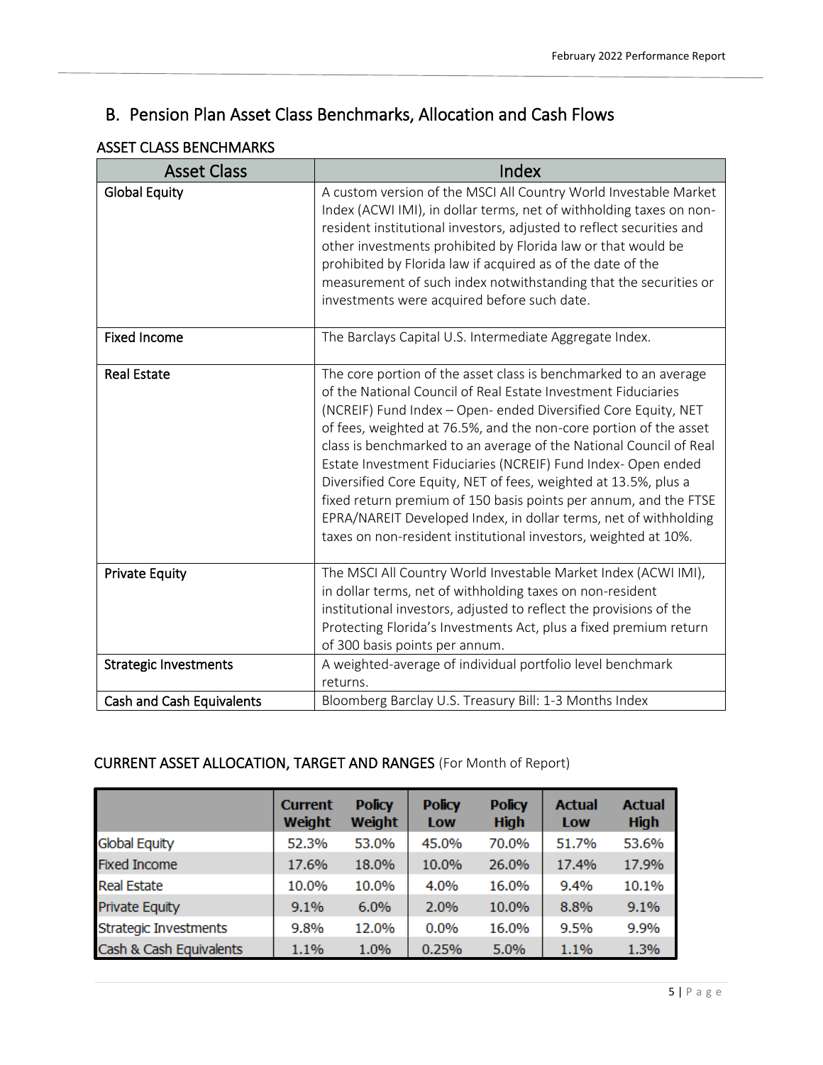## B. Pension Plan Asset Class Benchmarks, Allocation and Cash Flows

### ASSET CLASS BENCHMARKS

| Asset Class | Index |
|---|---|
| Global Equity | A custom version of the MSCI All Country World Investable Market Index (ACWI IMI), in dollar terms, net of withholding taxes on non-resident institutional investors, adjusted to reflect securities and other investments prohibited by Florida law or that would be prohibited by Florida law if acquired as of the date of the measurement of such index notwithstanding that the securities or investments were acquired before such date. |
| Fixed Income | The Barclays Capital U.S. Intermediate Aggregate Index. |
| Real Estate | The core portion of the asset class is benchmarked to an average of the National Council of Real Estate Investment Fiduciaries (NCREIF) Fund Index – Open- ended Diversified Core Equity, NET of fees, weighted at 76.5%, and the non-core portion of the asset class is benchmarked to an average of the National Council of Real Estate Investment Fiduciaries (NCREIF) Fund Index- Open ended Diversified Core Equity, NET of fees, weighted at 13.5%, plus a fixed return premium of 150 basis points per annum, and the FTSE EPRA/NAREIT Developed Index, in dollar terms, net of withholding taxes on non-resident institutional investors, weighted at 10%. |
| Private Equity | The MSCI All Country World Investable Market Index (ACWI IMI), in dollar terms, net of withholding taxes on non-resident institutional investors, adjusted to reflect the provisions of the Protecting Florida's Investments Act, plus a fixed premium return of 300 basis points per annum. |
| Strategic Investments | A weighted-average of individual portfolio level benchmark returns. |
| Cash and Cash Equivalents | Bloomberg Barclay U.S. Treasury Bill: 1-3 Months Index |

### CURRENT ASSET ALLOCATION, TARGET AND RANGES (For Month of Report)

| | Current Weight | Policy Weight | Policy Low | Policy High | Actual Low | Actual High |
|---|---|---|---|---|---|---|
| Global Equity | 52.3% | 53.0% | 45.0% | 70.0% | 51.7% | 53.6% |
| Fixed Income | 17.6% | 18.0% | 10.0% | 26.0% | 17.4% | 17.9% |
| Real Estate | 10.0% | 10.0% | 4.0% | 16.0% | 9.4% | 10.1% |
| Private Equity | 9.1% | 6.0% | 2.0% | 10.0% | 8.8% | 9.1% |
| Strategic Investments | 9.8% | 12.0% | 0.0% | 16.0% | 9.5% | 9.9% |
| Cash & Cash Equivalents | 1.1% | 1.0% | 0.25% | 5.0% | 1.1% | 1.3% |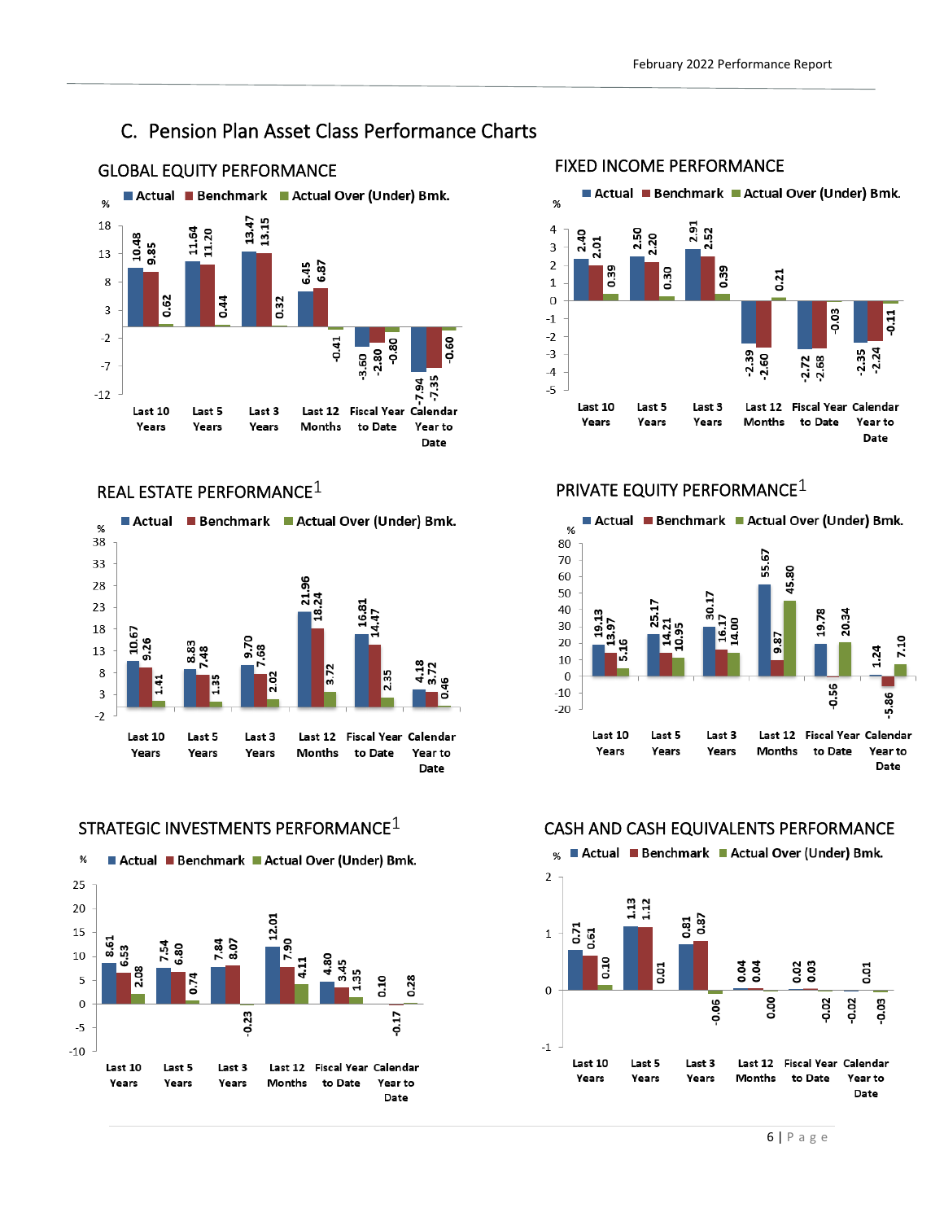## C. Pension Plan Asset Class Performance Charts

### GLOBAL EQUITY PERFORMANCE

| % | Actual | Benchmark | Actual Over (Under) Bmk. |
|---|---|---|---|
| Last 10 Years | 10.48 | 9.85 | 0.62 |
| Last 5 Years | 11.64 | 11.20 | 0.44 |
| Last 3 Years | 13.47 | 13.15 | 0.32 |
| Last 12 Months | 6.45 | 6.87 | -0.41 |
| Fiscal Year to Date | -3.60 | -2.80 | -0.80 |
| Calendar Year to Date | -7.94 | -7.35 | -0.60 |

### FIXED INCOME PERFORMANCE

| % | Actual | Benchmark | Actual Over (Under) Bmk. |
|---|---|---|---|
| Last 10 Years | 2.40 | 2.01 | 0.39 |
| Last 5 Years | 2.50 | 2.20 | 0.30 |
| Last 3 Years | 2.91 | 2.52 | 0.39 |
| Last 12 Months | -2.39 | -2.60 | 0.21 |
| Fiscal Year to Date | -2.72 | -2.68 | -0.03 |
| Calendar Year to Date | -2.35 | -2.24 | -0.11 |

### REAL ESTATE PERFORMANCE[1]

| % | Actual | Benchmark | Actual Over (Under) Bmk. |
|---|---|---|---|
| Last 10 Years | 10.67 | 9.26 | 1.41 |
| Last 5 Years | 8.83 | 7.48 | 1.35 |
| Last 3 Years | 9.70 | 7.68 | 2.02 |
| Last 12 Months | 21.96 | 18.24 | 3.72 |
| Fiscal Year to Date | 16.81 | 14.47 | 2.35 |
| Calendar Year to Date | 4.18 | 3.72 | 0.46 |

### PRIVATE EQUITY PERFORMANCE[1]

| % | Actual | Benchmark | Actual Over (Under) Bmk. |
|---|---|---|---|
| Last 10 Years | 19.13 | 13.97 | 5.16 |
| Last 5 Years | 25.17 | 14.21 | 10.95 |
| Last 3 Years | 30.17 | 16.17 | 14.00 |
| Last 12 Months | 55.67 | 9.87 | 45.80 |
| Fiscal Year to Date | 19.78 | -0.56 | 20.34 |
| Calendar Year to Date | 1.24 | -5.86 | 7.10 |

### STRATEGIC INVESTMENTS PERFORMANCE[1]

| % | Actual | Benchmark | Actual Over (Under) Bmk. |
|---|---|---|---|
| Last 10 Years | 8.61 | 6.53 | 2.08 |
| Last 5 Years | 7.54 | 6.80 | 0.74 |
| Last 3 Years | 7.84 | 8.07 | -0.23 |
| Last 12 Months | 12.01 | 7.90 | 4.11 |
| Fiscal Year to Date | 4.80 | 3.45 | 1.35 |
| Calendar Year to Date | 0.10 | -0.17 | 0.28 |

### CASH AND CASH EQUIVALENTS PERFORMANCE

| % | Actual | Benchmark | Actual Over (Under) Bmk. |
|---|---|---|---|
| Last 10 Years | 0.71 | 0.61 | 0.10 |
| Last 5 Years | 1.13 | 1.12 | 0.01 |
| Last 3 Years | 0.81 | 0.87 | -0.06 |
| Last 12 Months | 0.04 | 0.04 | 0.00 |
| Fiscal Year to Date | 0.02 | 0.03 | -0.02 |
| Calendar Year to Date | -0.02 | 0.01 | -0.03 |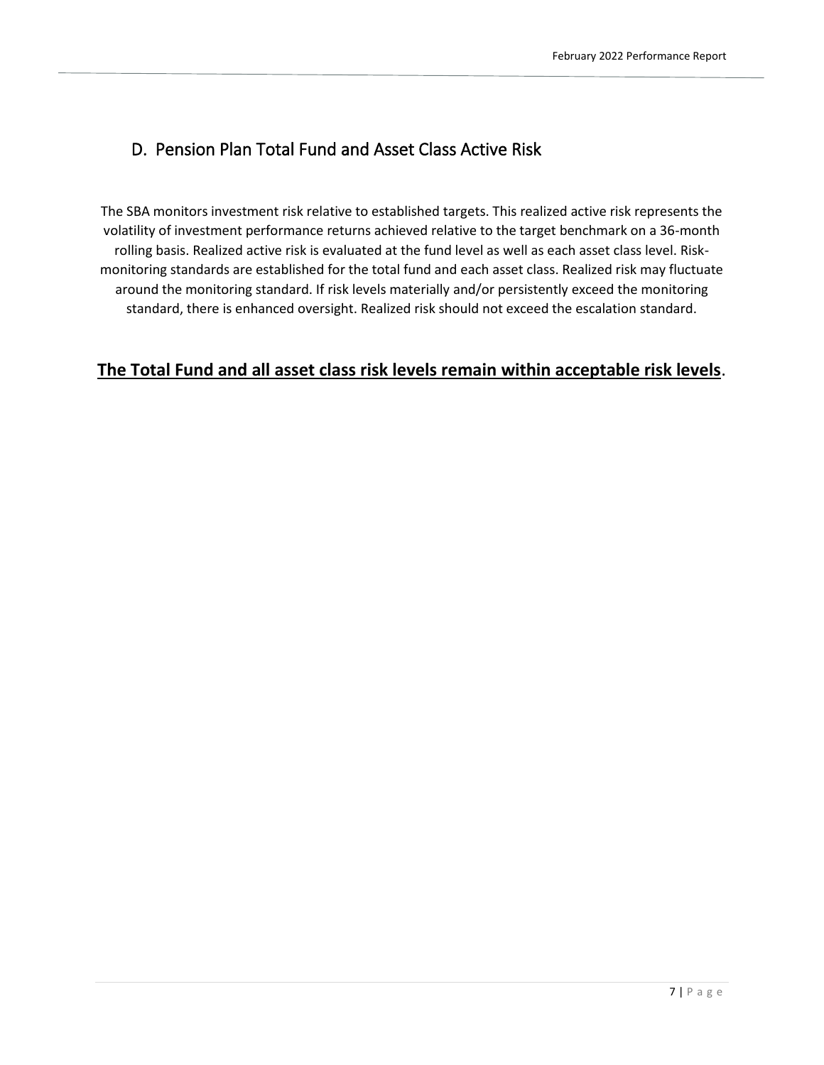## D. Pension Plan Total Fund and Asset Class Active Risk

The SBA monitors investment risk relative to established targets. This realized active risk represents the volatility of investment performance returns achieved relative to the target benchmark on a 36-month rolling basis. Realized active risk is evaluated at the fund level as well as each asset class level. Risk-monitoring standards are established for the total fund and each asset class. Realized risk may fluctuate around the monitoring standard. If risk levels materially and/or persistently exceed the monitoring standard, there is enhanced oversight. Realized risk should not exceed the escalation standard.

<u>**The Total Fund and all asset class risk levels remain within acceptable risk levels**</u>.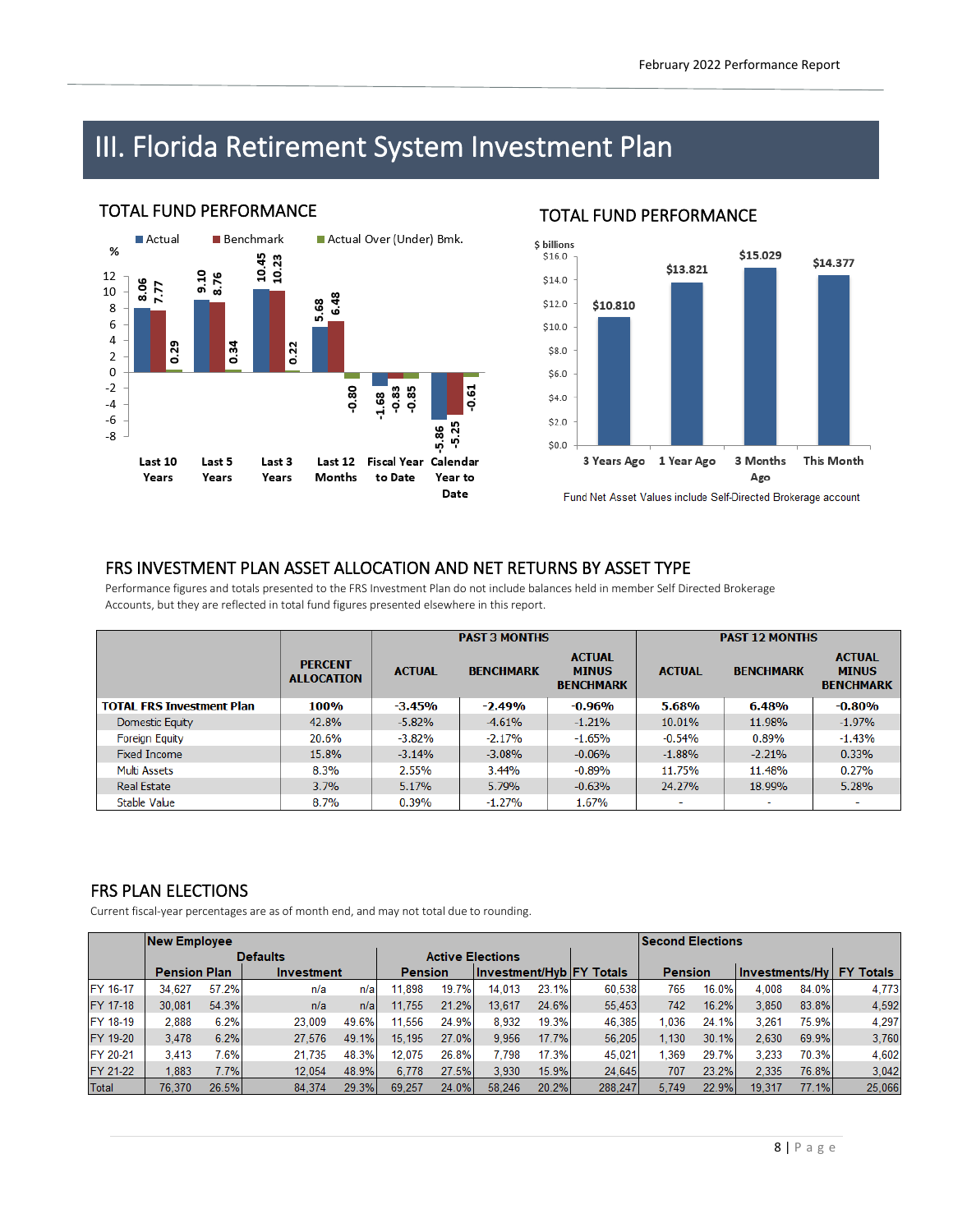# III. Florida Retirement System Investment Plan

## TOTAL FUND PERFORMANCE

| % | Actual | Benchmark | Actual Over (Under) Bmk. |
|---|---|---|---|
| Last 10 Years | 8.06 | 7.77 | 0.29 |
| Last 5 Years | 9.10 | 8.76 | 0.34 |
| Last 3 Years | 10.45 | 10.23 | 0.22 |
| Last 12 Months | 5.68 | 6.48 | -0.80 |
| Fiscal Year to Date | -1.68 | -0.83 | -0.85 |
| Calendar Year to Date | -5.86 | -5.25 | -0.61 |

## TOTAL FUND PERFORMANCE

| $ billions | |
|---|---|
| 3 Years Ago | $10.810 |
| 1 Year Ago | $13.821 |
| 3 Months Ago | $15.029 |
| This Month | $14.377 |

Fund Net Asset Values include Self-Directed Brokerage account

## FRS INVESTMENT PLAN ASSET ALLOCATION AND NET RETURNS BY ASSET TYPE

Performance figures and totals presented to the FRS Investment Plan do not include balances held in member Self Directed Brokerage Accounts, but they are reflected in total fund figures presented elsewhere in this report.

| | | PAST 3 MONTHS | | | PAST 12 MONTHS | | |
|---|---|---|---|---|---|---|---|
| | PERCENT ALLOCATION | ACTUAL | BENCHMARK | ACTUAL MINUS BENCHMARK | ACTUAL | BENCHMARK | ACTUAL MINUS BENCHMARK |
| **TOTAL FRS Investment Plan** | **100%** | **-3.45%** | **-2.49%** | **-0.96%** | **5.68%** | **6.48%** | **-0.80%** |
| Domestic Equity | 42.8% | -5.82% | -4.61% | -1.21% | 10.01% | 11.98% | -1.97% |
| Foreign Equity | 20.6% | -3.82% | -2.17% | -1.65% | -0.54% | 0.89% | -1.43% |
| Fixed Income | 15.8% | -3.14% | -3.08% | -0.06% | -1.88% | -2.21% | 0.33% |
| Multi Assets | 8.3% | 2.55% | 3.44% | -0.89% | 11.75% | 11.48% | 0.27% |
| Real Estate | 3.7% | 5.17% | 5.79% | -0.63% | 24.27% | 18.99% | 5.28% |
| Stable Value | 8.7% | 0.39% | -1.27% | 1.67% | - | - | - |

## FRS PLAN ELECTIONS

Current fiscal-year percentages are as of month end, and may not total due to rounding.

| | New Employee | | | | | | | | | Second Elections | | | | |
|---|---|---|---|---|---|---|---|---|---|---|---|---|---|---|
| | Defaults | | | | Active Elections | | | | | | | | | |
| | Pension Plan | | Investment | | Pension | | Investment/Hyb | | FY Totals | Pension | | Investments/Hy | | FY Totals |
| FY 16-17 | 34,627 | 57.2% | n/a | n/a | 11,898 | 19.7% | 14,013 | 23.1% | 60,538 | 765 | 16.0% | 4,008 | 84.0% | 4,773 |
| FY 17-18 | 30,081 | 54.3% | n/a | n/a | 11,755 | 21.2% | 13,617 | 24.6% | 55,453 | 742 | 16.2% | 3,850 | 83.8% | 4,592 |
| FY 18-19 | 2,888 | 6.2% | 23,009 | 49.6% | 11,556 | 24.9% | 8,932 | 19.3% | 46,385 | 1,036 | 24.1% | 3,261 | 75.9% | 4,297 |
| FY 19-20 | 3,478 | 6.2% | 27,576 | 49.1% | 15,195 | 27.0% | 9,956 | 17.7% | 56,205 | 1,130 | 30.1% | 2,630 | 69.9% | 3,760 |
| FY 20-21 | 3,413 | 7.6% | 21,735 | 48.3% | 12,075 | 26.8% | 7,798 | 17.3% | 45,021 | 1,369 | 29.7% | 3,233 | 70.3% | 4,602 |
| FY 21-22 | 1,883 | 7.7% | 12,054 | 48.9% | 6,778 | 27.5% | 3,930 | 15.9% | 24,645 | 707 | 23.2% | 2,335 | 76.8% | 3,042 |
| Total | 76,370 | 26.5% | 84,374 | 29.3% | 69,257 | 24.0% | 58,246 | 20.2% | 288,247 | 5,749 | 22.9% | 19,317 | 77.1% | 25,066 |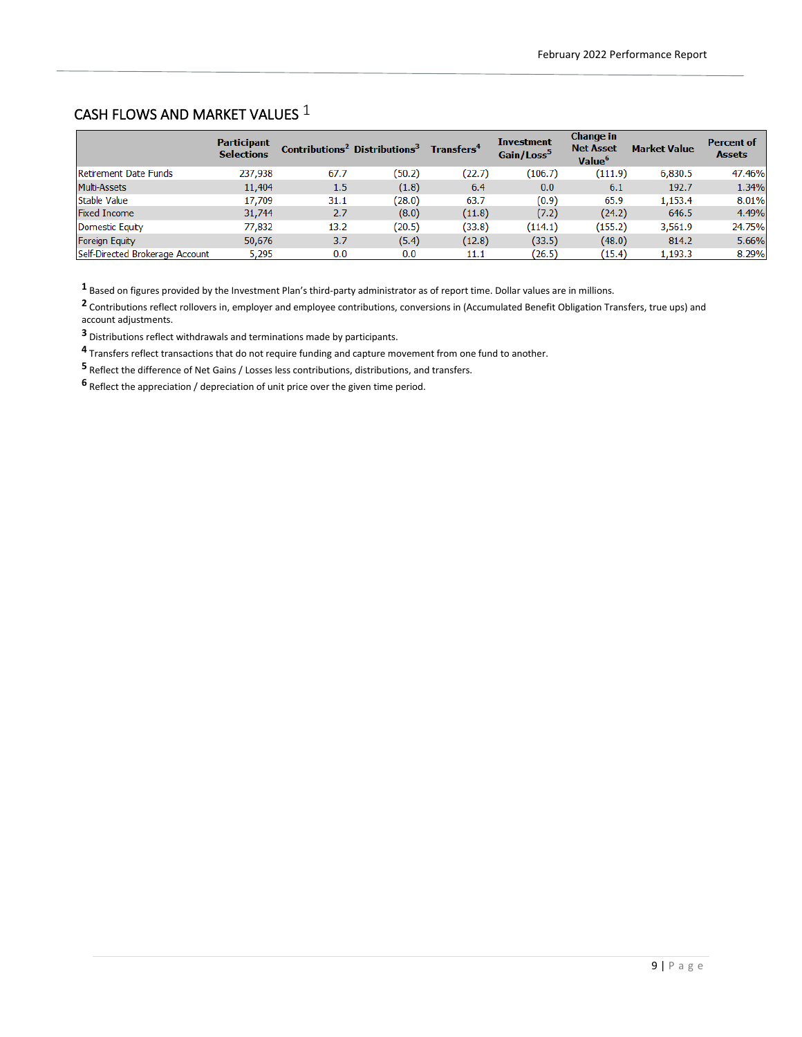## CASH FLOWS AND MARKET VALUES [1]

| | Participant Selections | Contributions[2] | Distributions[3] | Transfers[4] | Investment Gain/Loss[5] | Change in Net Asset Value[6] | Market Value | Percent of Assets |
|---|---|---|---|---|---|---|---|---|
| Retirement Date Funds | 237,938 | 67.7 | (50.2) | (22.7) | (106.7) | (111.9) | 6,830.5 | 47.46% |
| Multi-Assets | 11,404 | 1.5 | (1.8) | 6.4 | 0.0 | 6.1 | 192.7 | 1.34% |
| Stable Value | 17,709 | 31.1 | (28.0) | 63.7 | (0.9) | 65.9 | 1,153.4 | 8.01% |
| Fixed Income | 31,744 | 2.7 | (8.0) | (11.8) | (7.2) | (24.2) | 646.5 | 4.49% |
| Domestic Equity | 77,832 | 13.2 | (20.5) | (33.8) | (114.1) | (155.2) | 3,561.9 | 24.75% |
| Foreign Equity | 50,676 | 3.7 | (5.4) | (12.8) | (33.5) | (48.0) | 814.2 | 5.66% |
| Self-Directed Brokerage Account | 5,295 | 0.0 | 0.0 | 11.1 | (26.5) | (15.4) | 1,193.3 | 8.29% |

[1] Based on figures provided by the Investment Plan's third-party administrator as of report time. Dollar values are in millions.

[2] Contributions reflect rollovers in, employer and employee contributions, conversions in (Accumulated Benefit Obligation Transfers, true ups) and account adjustments.

[3] Distributions reflect withdrawals and terminations made by participants.

[4] Transfers reflect transactions that do not require funding and capture movement from one fund to another.

[5] Reflect the difference of Net Gains / Losses less contributions, distributions, and transfers.

[6] Reflect the appreciation / depreciation of unit price over the given time period.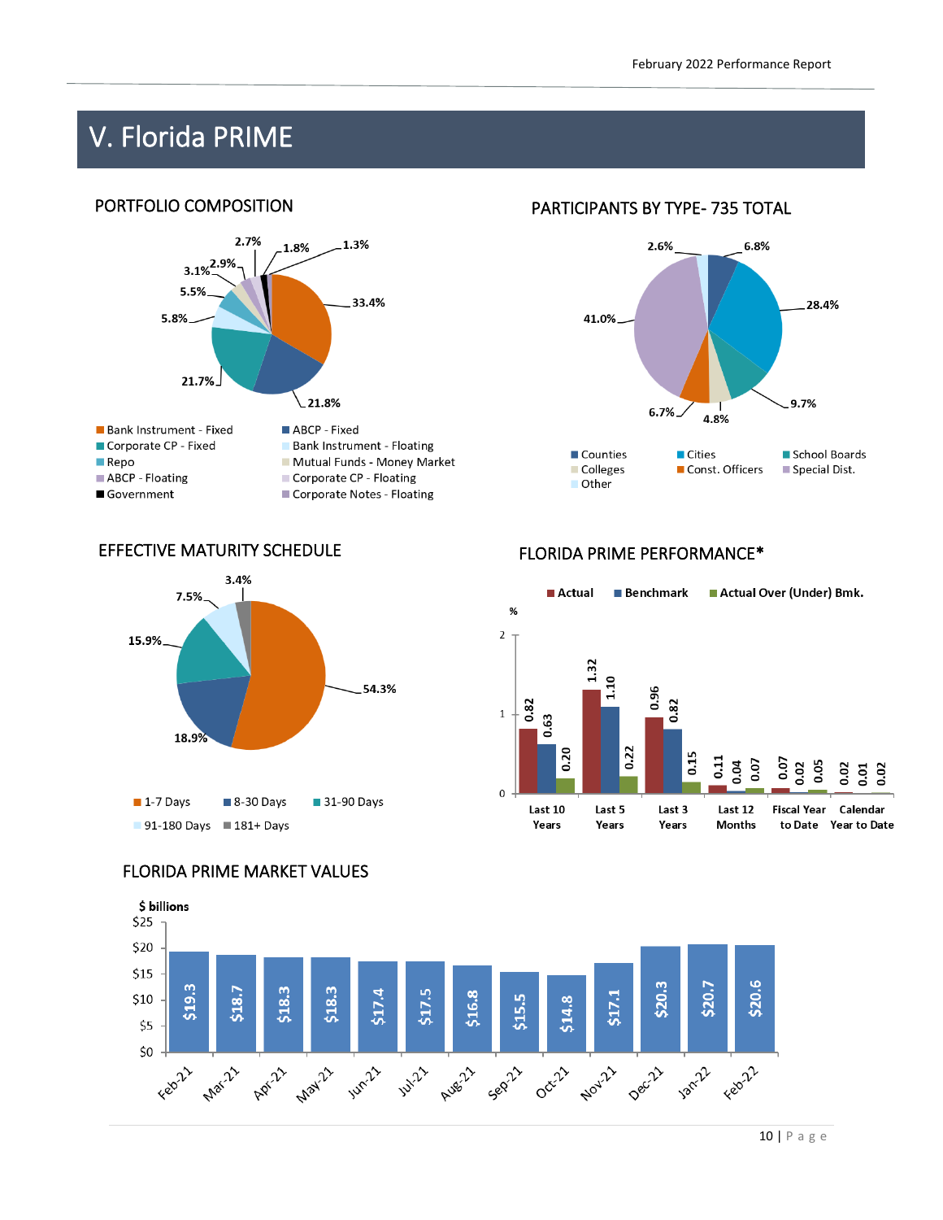# V. Florida PRIME

## PORTFOLIO COMPOSITION

| Category | % |
|---|---|
| Bank Instrument - Fixed | 33.4% |
| ABCP - Fixed | 21.8% |
| Corporate CP - Fixed | 21.7% |
| Bank Instrument - Floating | 5.8% |
| Repo | 5.5% |
| Mutual Funds - Money Market | 3.1% |
| ABCP - Floating | 2.9% |
| Corporate CP - Floating | 2.7% |
| Government | 1.8% |
| Corporate Notes - Floating | 1.3% |

## PARTICIPANTS BY TYPE- 735 TOTAL

| Type | % |
|---|---|
| Counties | 6.8% |
| Cities | 28.4% |
| School Boards | 9.7% |
| Colleges | 4.8% |
| Const. Officers | 6.7% |
| Special Dist. | 41.0% |
| Other | 2.6% |

## EFFECTIVE MATURITY SCHEDULE

| Maturity | % |
|---|---|
| 1-7 Days | 54.3% |
| 8-30 Days | 18.9% |
| 31-90 Days | 15.9% |
| 91-180 Days | 7.5% |
| 181+ Days | 3.4% |

## FLORIDA PRIME PERFORMANCE*

| % | Last 10 Years | Last 5 Years | Last 3 Years | Last 12 Months | Fiscal Year to Date | Calendar Year to Date |
|---|---|---|---|---|---|---|
| Actual | 0.82 | 1.32 | 0.96 | 0.11 | 0.07 | 0.02 |
| Benchmark | 0.63 | 1.10 | 0.82 | 0.04 | 0.02 | 0.01 |
| Actual Over (Under) Bmk. | 0.20 | 0.22 | 0.15 | 0.07 | 0.05 | 0.02 |

## FLORIDA PRIME MARKET VALUES

$ billions

| Feb-21 | Mar-21 | Apr-21 | May-21 | Jun-21 | Jul-21 | Aug-21 | Sep-21 | Oct-21 | Nov-21 | Dec-21 | Jan-22 | Feb-22 |
|---|---|---|---|---|---|---|---|---|---|---|---|---|
| $19.3 | $18.7 | $18.3 | $18.3 | $17.4 | $17.5 | $16.8 | $15.5 | $14.8 | $17.1 | $20.3 | $20.7 | $20.6 |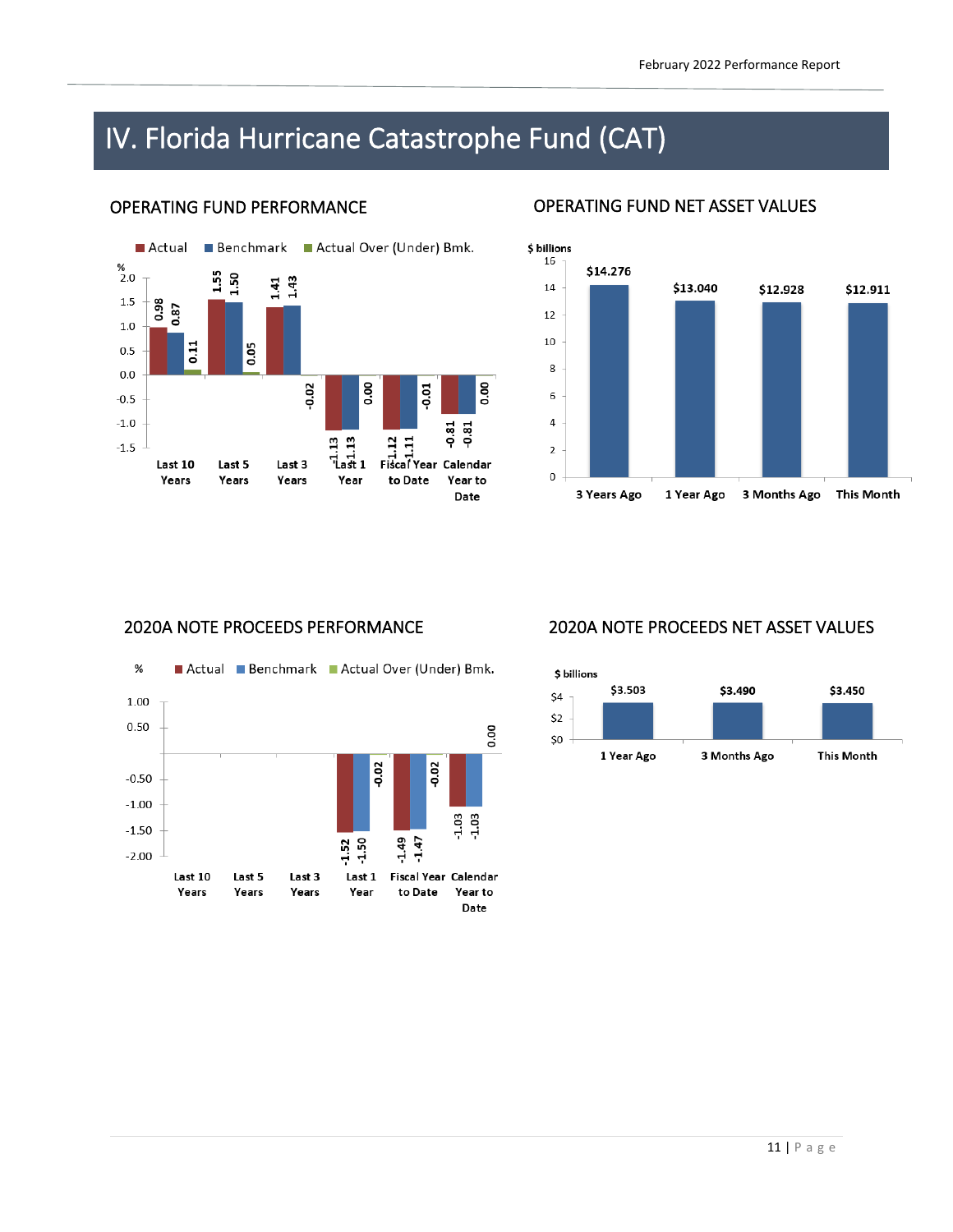# IV. Florida Hurricane Catastrophe Fund (CAT)

## OPERATING FUND PERFORMANCE

Actual
Benchmark
Actual Over (Under) Bmk.

%

2.0
1.5
1.0
0.5
0.0
-0.5
-1.0
-1.5

0.98
0.87
0.11
1.55
1.50
0.05
1.41
1.43
-0.02
-1.13
-1.13
0.00
-1.12
-1.11
-0.01
-0.81
-0.81
0.00

Last 10 Years
Last 5 Years
Last 3 Years
Last 1 Year
Fiscal Year to Date
Calendar Year to Date

## OPERATING FUND NET ASSET VALUES

$ billions

16
14
12
10
8
6
4
2
0

$14.276
$13.040
$12.928
$12.911

3 Years Ago
1 Year Ago
3 Months Ago
This Month

## 2020A NOTE PROCEEDS PERFORMANCE

%

Actual
Benchmark
Actual Over (Under) Bmk.

1.00
0.50
-0.50
-1.00
-1.50
-2.00

-1.52
-1.50
-0.02
-1.49
-1.47
-0.02
-1.03
-1.03
0.00

Last 10 Years
Last 5 Years
Last 3 Years
Last 1 Year
Fiscal Year to Date
Calendar Year to Date

## 2020A NOTE PROCEEDS NET ASSET VALUES

$ billions

$4
$2
$0

$3.503
$3.490
$3.450

1 Year Ago
3 Months Ago
This Month